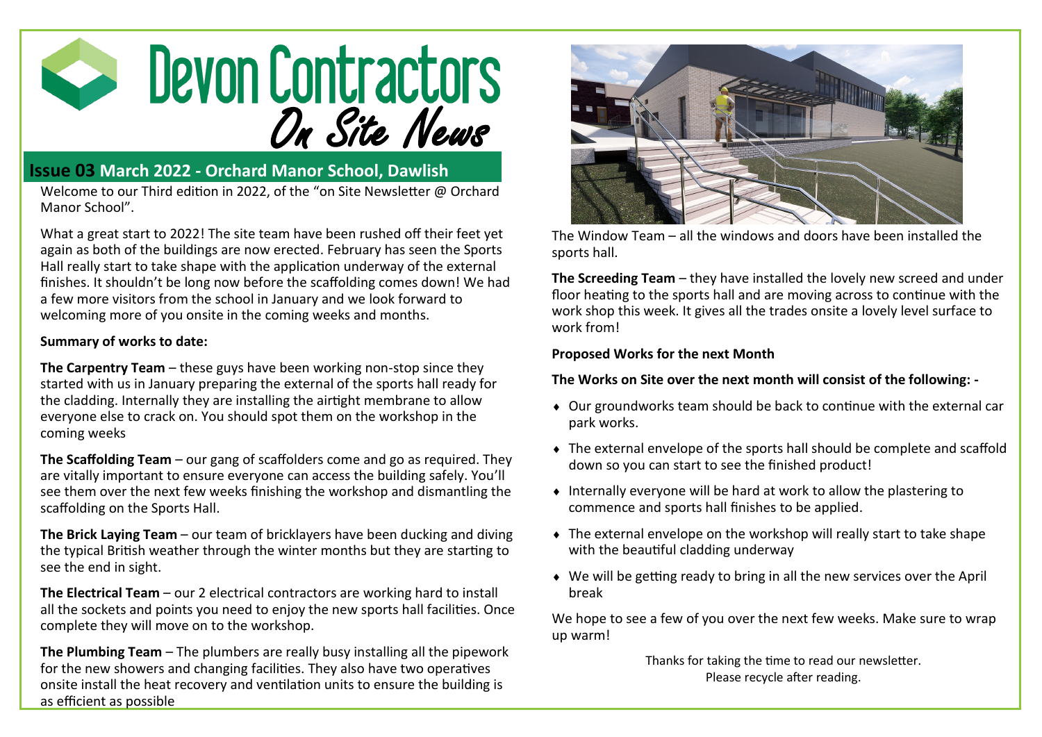# Devon Contractors
## *On Site News*

**Issue 03 March 2022 - Orchard Manor School, Dawlish**

Welcome to our Third edition in 2022, of the "on Site Newsletter @ Orchard Manor School".

What a great start to 2022! The site team have been rushed off their feet yet again as both of the buildings are now erected. February has seen the Sports Hall really start to take shape with the application underway of the external finishes. It shouldn't be long now before the scaffolding comes down! We had a few more visitors from the school in January and we look forward to welcoming more of you onsite in the coming weeks and months.

**Summary of works to date:**

**The Carpentry Team** – these guys have been working non-stop since they started with us in January preparing the external of the sports hall ready for the cladding. Internally they are installing the airtight membrane to allow everyone else to crack on. You should spot them on the workshop in the coming weeks

**The Scaffolding Team** – our gang of scaffolders come and go as required. They are vitally important to ensure everyone can access the building safely. You'll see them over the next few weeks finishing the workshop and dismantling the scaffolding on the Sports Hall.

**The Brick Laying Team** – our team of bricklayers have been ducking and diving the typical British weather through the winter months but they are starting to see the end in sight.

**The Electrical Team** – our 2 electrical contractors are working hard to install all the sockets and points you need to enjoy the new sports hall facilities. Once complete they will move on to the workshop.

**The Plumbing Team** – The plumbers are really busy installing all the pipework for the new showers and changing facilities. They also have two operatives onsite install the heat recovery and ventilation units to ensure the building is as efficient as possible

The Window Team – all the windows and doors have been installed the sports hall.

**The Screeding Team** – they have installed the lovely new screed and under floor heating to the sports hall and are moving across to continue with the work shop this week. It gives all the trades onsite a lovely level surface to work from!

**Proposed Works for the next Month**

**The Works on Site over the next month will consist of the following: -**

- Our groundworks team should be back to continue with the external car park works.
- The external envelope of the sports hall should be complete and scaffold down so you can start to see the finished product!
- Internally everyone will be hard at work to allow the plastering to commence and sports hall finishes to be applied.
- The external envelope on the workshop will really start to take shape with the beautiful cladding underway
- We will be getting ready to bring in all the new services over the April break

We hope to see a few of you over the next few weeks. Make sure to wrap up warm!

Thanks for taking the time to read our newsletter.
Please recycle after reading.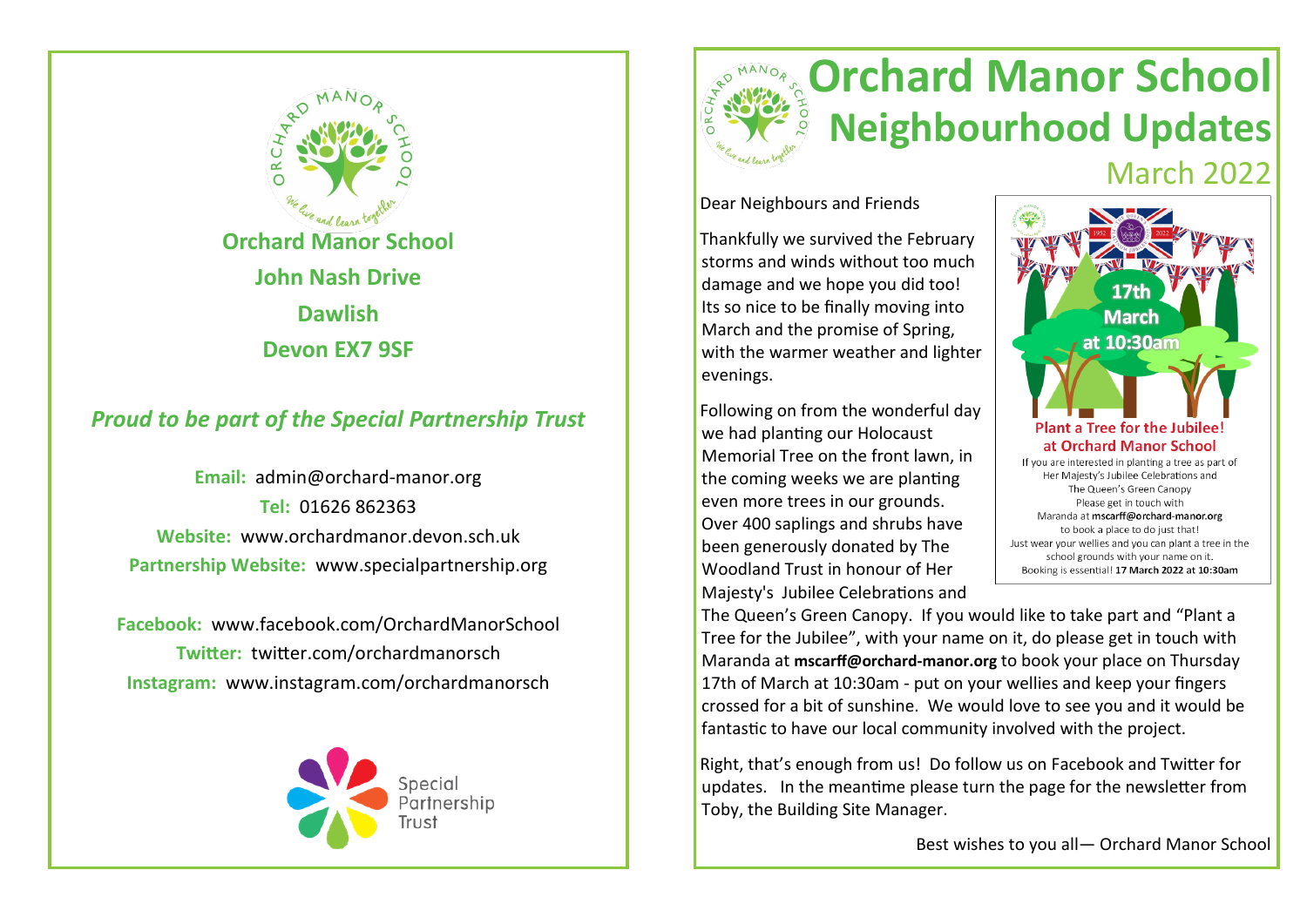## Orchard Manor School

**John Nash Drive**

**Dawlish**

**Devon EX7 9SF**

*Proud to be part of the Special Partnership Trust*

**Email:** admin@orchard-manor.org
**Tel:** 01626 862363
**Website:** www.orchardmanor.devon.sch.uk
**Partnership Website:** www.specialpartnership.org

**Facebook:** www.facebook.com/OrchardManorSchool
**Twitter:** twitter.com/orchardmanorsch
**Instagram:** www.instagram.com/orchardmanorsch

Special Partnership Trust

# Orchard Manor School Neighbourhood Updates

## March 2022

Dear Neighbours and Friends

Thankfully we survived the February storms and winds without too much damage and we hope you did too! Its so nice to be finally moving into March and the promise of Spring, with the warmer weather and lighter evenings.

Following on from the wonderful day we had planting our Holocaust Memorial Tree on the front lawn, in the coming weeks we are planting even more trees in our grounds. Over 400 saplings and shrubs have been generously donated by The Woodland Trust in honour of Her Majesty's Jubilee Celebrations and The Queen's Green Canopy. If you would like to take part and "Plant a Tree for the Jubilee", with your name on it, do please get in touch with Maranda at **mscarff@orchard-manor.org** to book your place on Thursday 17th of March at 10:30am - put on your wellies and keep your fingers crossed for a bit of sunshine. We would love to see you and it would be fantastic to have our local community involved with the project.

**17th March at 10:30am**

**Plant a Tree for the Jubilee! at Orchard Manor School**

If you are interested in planting a tree as part of Her Majesty's Jubilee Celebrations and The Queen's Green Canopy
Please get in touch with Maranda at **mscarff@orchard-manor.org** to book a place to do just that!
Just wear your wellies and you can plant a tree in the school grounds with your name on it.
Booking is essential! **17 March 2022 at 10:30am**

Right, that's enough from us! Do follow us on Facebook and Twitter for updates. In the meantime please turn the page for the newsletter from Toby, the Building Site Manager.

Best wishes to you all— Orchard Manor School